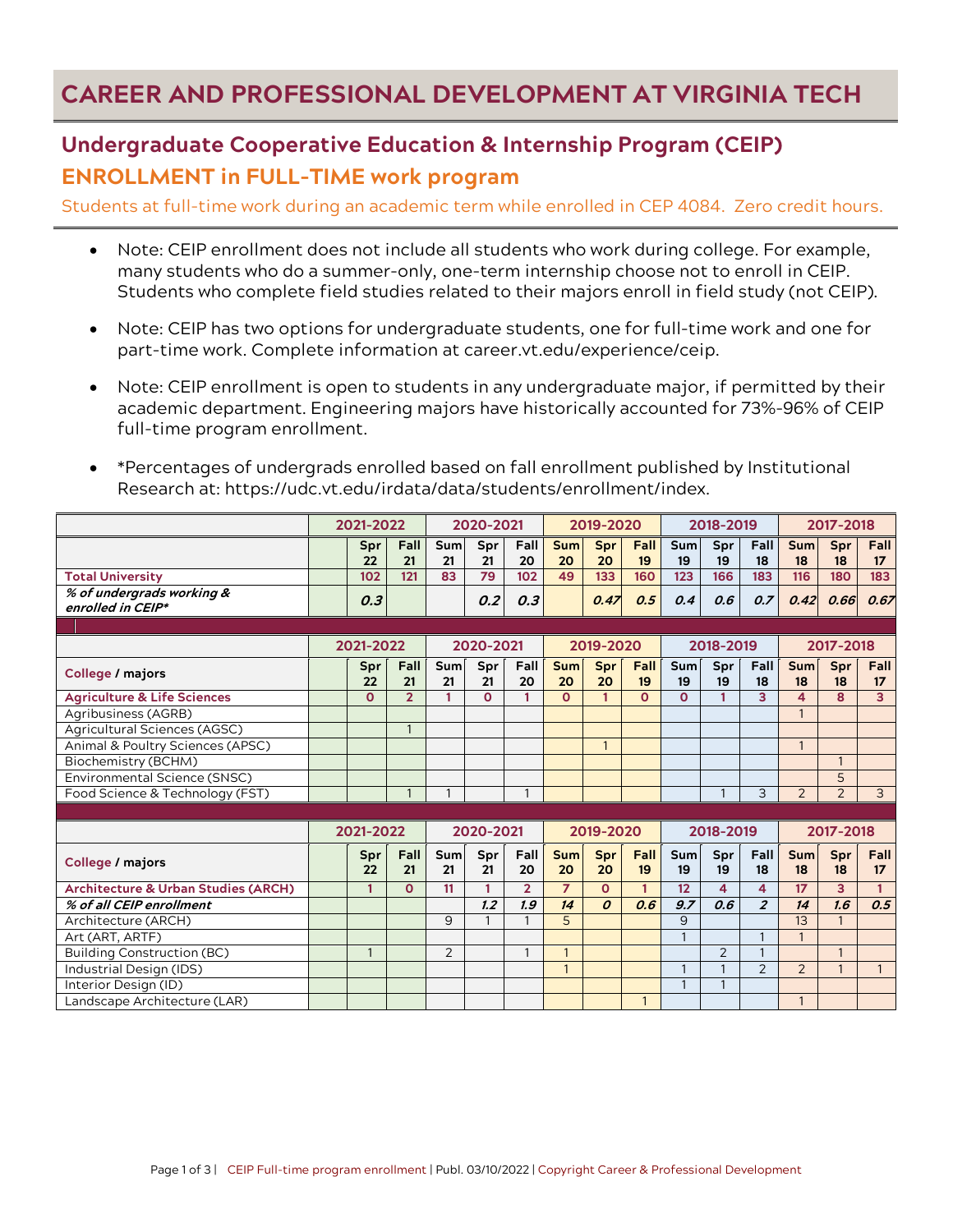# CAREER AND PROFESSIONAL DEVELOPMENT AT VIRGINIA TECH

## Undergraduate Cooperative Education & Internship Program (CEIP)

## ENROLLMENT in FULL-TIME work program

Students at full-time work during an academic term while enrolled in CEP 4084. Zero credit hours.

- Note: CEIP enrollment does not include all students who work during college. For example, many students who do a summer-only, one-term internship choose not to enroll in CEIP. Students who complete field studies related to their majors enroll in field study (not CEIP).
- Note: CEIP has two options for undergraduate students, one for full-time work and one for part-time work. Complete information at career.vt.edu/experience/ceip.
- Note: CEIP enrollment is open to students in any undergraduate major, if permitted by their academic department. Engineering majors have historically accounted for 73%-96% of CEIP full-time program enrollment.
- *Percentages of undergrads enrolled based on fall enrollment published by Institutional Research at: https://udc.vt.edu/irdata/data/students/enrollment/index.

| | 2021-2022 | | | 2020-2021 | | | 2019-2020 | | | 2018-2019 | | | 2017-2018 | | |
|---|---|---|---|---|---|---|---|---|---|---|---|---|---|---|---|
| | | Spr 22 | Fall 21 | Sum 21 | Spr 21 | Fall 20 | Sum 20 | Spr 20 | Fall 19 | Sum 19 | Spr 19 | Fall 18 | Sum 18 | Spr 18 | Fall 17 |
| **Total University** | | 102 | 121 | 83 | 79 | 102 | 49 | 133 | 160 | 123 | 166 | 183 | 116 | 180 | 183 |
| ***% of undergrads working & enrolled in CEIP**** | | *0.3* | | | *0.2* | *0.3* | | *0.47* | *0.5* | *0.4* | *0.6* | *0.7* | *0.42* | *0.66* | *0.67* |

| | 2021-2022 | | | 2020-2021 | | | 2019-2020 | | | 2018-2019 | | | 2017-2018 | | |
|---|---|---|---|---|---|---|---|---|---|---|---|---|---|---|---|
| **College / majors** | | Spr 22 | Fall 21 | Sum 21 | Spr 21 | Fall 20 | Sum 20 | Spr 20 | Fall 19 | Sum 19 | Spr 19 | Fall 18 | Sum 18 | Spr 18 | Fall 17 |
| **Agriculture & Life Sciences** | | 0 | 2 | 1 | 0 | 1 | 0 | 1 | 0 | 0 | 1 | 3 | 4 | 8 | 3 |
| Agribusiness (AGRB) | | | | | | | | | | | | | 1 | | |
| Agricultural Sciences (AGSC) | | | 1 | | | | | | | | | | | | |
| Animal & Poultry Sciences (APSC) | | | | | | | | 1 | | | | | 1 | | |
| Biochemistry (BCHM) | | | | | | | | | | | | | | 1 | |
| Environmental Science (SNSC) | | | | | | | | | | | | | | 5 | |
| Food Science & Technology (FST) | | | 1 | 1 | | 1 | | | | | 1 | 3 | 2 | 2 | 3 |

| | 2021-2022 | | | 2020-2021 | | | 2019-2020 | | | 2018-2019 | | | 2017-2018 | | |
|---|---|---|---|---|---|---|---|---|---|---|---|---|---|---|---|
| **College / majors** | | Spr 22 | Fall 21 | Sum 21 | Spr 21 | Fall 20 | Sum 20 | Spr 20 | Fall 19 | Sum 19 | Spr 19 | Fall 18 | Sum 18 | Spr 18 | Fall 17 |
| **Architecture & Urban Studies (ARCH)** | | 1 | 0 | 11 | 1 | 2 | 7 | 0 | 1 | 12 | 4 | 4 | 17 | 3 | 1 |
| ***% of all CEIP enrollment*** | | | | | *1.2* | *1.9* | *14* | *0* | *0.6* | *9.7* | *0.6* | *2* | *14* | *1.6* | *0.5* |
| Architecture (ARCH) | | | | 9 | 1 | 1 | 5 | | | 9 | | | 13 | 1 | |
| Art (ART, ARTF) | | | | | | | | | | 1 | | 1 | 1 | | |
| Building Construction (BC) | | 1 | | 2 | | 1 | 1 | | | | 2 | 1 | | 1 | |
| Industrial Design (IDS) | | | | | | | 1 | | | 1 | 1 | 2 | 2 | 1 | 1 |
| Interior Design (ID) | | | | | | | | | | 1 | 1 | | | | |
| Landscape Architecture (LAR) | | | | | | | | | 1 | | | | 1 | | |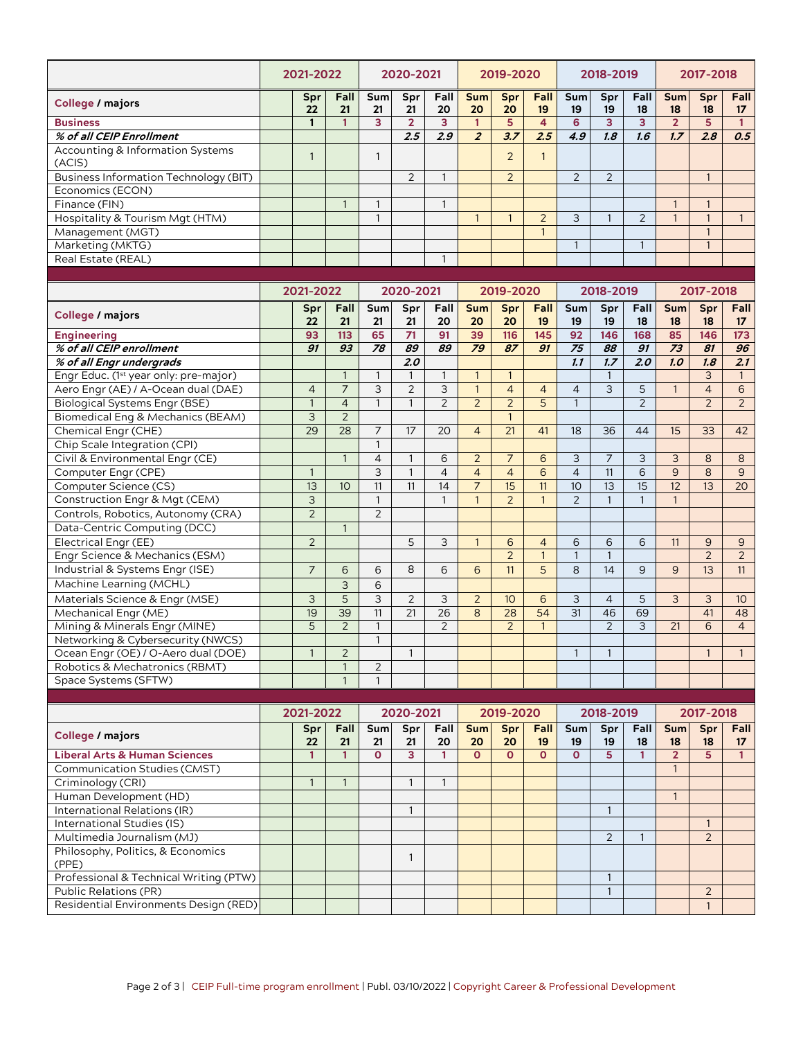| | 2021-2022 | | | 2020-2021 | | | 2019-2020 | | | 2018-2019 | | | 2017-2018 | | |
|---|---|---|---|---|---|---|---|---|---|---|---|---|---|---|---|
| **College / majors** | | **Spr 22** | **Fall 21** | **Sum 21** | **Spr 21** | **Fall 20** | **Sum 20** | **Spr 20** | **Fall 19** | **Sum 19** | **Spr 19** | **Fall 18** | **Sum 18** | **Spr 18** | **Fall 17** |
| **Business** | | **1** | **1** | **3** | **2** | **3** | **1** | **5** | **4** | **6** | **3** | **3** | **2** | **5** | **1** |
| ***% of all CEIP Enrollment*** | | | | | ***2.5*** | ***2.9*** | ***2*** | ***3.7*** | ***2.5*** | ***4.9*** | ***1.8*** | ***1.6*** | ***1.7*** | ***2.8*** | ***0.5*** |
| Accounting & Information Systems (ACIS) | | 1 | | 1 | | | | 2 | 1 | | | | | | |
| Business Information Technology (BIT) | | | | | 2 | 1 | | 2 | | 2 | 2 | | | 1 | |
| Economics (ECON) | | | | | | | | | | | | | | | |
| Finance (FIN) | | | 1 | 1 | | 1 | | | | | | | 1 | 1 | |
| Hospitality & Tourism Mgt (HTM) | | | | 1 | | | 1 | 1 | 2 | 3 | 1 | 2 | 1 | 1 | 1 |
| Management (MGT) | | | | | | | | | 1 | | | | | 1 | |
| Marketing (MKTG) | | | | | | | | | | 1 | | 1 | | 1 | |
| Real Estate (REAL) | | | | | | 1 | | | | | | | | | |

| | 2021-2022 | | | 2020-2021 | | | 2019-2020 | | | 2018-2019 | | | 2017-2018 | | |
|---|---|---|---|---|---|---|---|---|---|---|---|---|---|---|---|
| **College / majors** | | **Spr 22** | **Fall 21** | **Sum 21** | **Spr 21** | **Fall 20** | **Sum 20** | **Spr 20** | **Fall 19** | **Sum 19** | **Spr 19** | **Fall 18** | **Sum 18** | **Spr 18** | **Fall 17** |
| **Engineering** | | **93** | **113** | **65** | **71** | **91** | **39** | **116** | **145** | **92** | **146** | **168** | **85** | **146** | **173** |
| ***% of all CEIP enrollment*** | | ***91*** | ***93*** | ***78*** | ***89*** | ***89*** | ***79*** | ***87*** | ***91*** | ***75*** | ***88*** | ***91*** | ***73*** | ***81*** | ***96*** |
| ***% of all Engr undergrads*** | | | | | ***2.0*** | | | | | ***1.1*** | ***1.7*** | ***2.0*** | ***1.0*** | ***1.8*** | ***2.1*** |
| Engr Educ. (1st year only: pre-major) | | | 1 | 1 | 1 | 1 | 1 | 1 | | | 1 | | | 3 | 1 |
| Aero Engr (AE) / A-Ocean dual (DAE) | | 4 | 7 | 3 | 2 | 3 | 1 | 4 | 4 | 4 | 3 | 5 | 1 | 4 | 6 |
| Biological Systems Engr (BSE) | | 1 | 4 | 1 | 1 | 2 | 2 | 2 | 5 | 1 | | 2 | | 2 | 2 |
| Biomedical Eng & Mechanics (BEAM) | | 3 | 2 | | | | | 1 | | | | | | | |
| Chemical Engr (CHE) | | 29 | 28 | 7 | 17 | 20 | 4 | 21 | 41 | 18 | 36 | 44 | 15 | 33 | 42 |
| Chip Scale Integration (CPI) | | | | 1 | | | | | | | | | | | |
| Civil & Environmental Engr (CE) | | | 1 | 4 | 1 | 6 | 2 | 7 | 6 | 3 | 7 | 3 | 3 | 8 | 8 |
| Computer Engr (CPE) | | 1 | | 3 | 1 | 4 | 4 | 4 | 6 | 4 | 11 | 6 | 9 | 8 | 9 |
| Computer Science (CS) | | 13 | 10 | 11 | 11 | 14 | 7 | 15 | 11 | 10 | 13 | 15 | 12 | 13 | 20 |
| Construction Engr & Mgt (CEM) | | 3 | | 1 | | 1 | 1 | 2 | 1 | 2 | 1 | 1 | 1 | | |
| Controls, Robotics, Autonomy (CRA) | | 2 | | 2 | | | | | | | | | | | |
| Data-Centric Computing (DCC) | | | 1 | | | | | | | | | | | | |
| Electrical Engr (EE) | | 2 | | | 5 | 3 | 1 | 6 | 4 | 6 | 6 | 6 | 11 | 9 | 9 |
| Engr Science & Mechanics (ESM) | | | | | | | | 2 | 1 | 1 | 1 | | | 2 | 2 |
| Industrial & Systems Engr (ISE) | | 7 | 6 | 6 | 8 | 6 | 6 | 11 | 5 | 8 | 14 | 9 | 9 | 13 | 11 |
| Machine Learning (MCHL) | | | 3 | 6 | | | | | | | | | | | |
| Materials Science & Engr (MSE) | | 3 | 5 | 3 | 2 | 3 | 2 | 10 | 6 | 3 | 4 | 5 | 3 | 3 | 10 |
| Mechanical Engr (ME) | | 19 | 39 | 11 | 21 | 26 | 8 | 28 | 54 | 31 | 46 | 69 | | 41 | 48 |
| Mining & Minerals Engr (MINE) | | 5 | 2 | 1 | | 2 | | 2 | 1 | | 2 | 3 | 21 | 6 | 4 |
| Networking & Cybersecurity (NWCS) | | | | 1 | | | | | | | | | | | |
| Ocean Engr (OE) / O-Aero dual (DOE) | | 1 | 2 | | 1 | | | | | 1 | 1 | | | 1 | 1 |
| Robotics & Mechatronics (RBMT) | | | 1 | 2 | | | | | | | | | | | |
| Space Systems (SFTW) | | | 1 | 1 | | | | | | | | | | | |

| | 2021-2022 | | | 2020-2021 | | | 2019-2020 | | | 2018-2019 | | | 2017-2018 | | |
|---|---|---|---|---|---|---|---|---|---|---|---|---|---|---|---|
| **College / majors** | | **Spr 22** | **Fall 21** | **Sum 21** | **Spr 21** | **Fall 20** | **Sum 20** | **Spr 20** | **Fall 19** | **Sum 19** | **Spr 19** | **Fall 18** | **Sum 18** | **Spr 18** | **Fall 17** |
| **Liberal Arts & Human Sciences** | | **1** | **1** | **0** | **3** | **1** | **0** | **0** | **0** | **0** | **5** | **1** | **2** | **5** | **1** |
| Communication Studies (CMST) | | | | | | | | | | | | | 1 | | |
| Criminology (CRI) | | 1 | 1 | | 1 | 1 | | | | | | | | | |
| Human Development (HD) | | | | | | | | | | | | | 1 | | |
| International Relations (IR) | | | | | 1 | | | | | | 1 | | | | |
| International Studies (IS) | | | | | | | | | | | | | | 1 | |
| Multimedia Journalism (MJ) | | | | | | | | | | | 2 | 1 | | 2 | |
| Philosophy, Politics, & Economics (PPE) | | | | | 1 | | | | | | | | | | |
| Professional & Technical Writing (PTW) | | | | | | | | | | | 1 | | | | |
| Public Relations (PR) | | | | | | | | | | | 1 | | | 2 | |
| Residential Environments Design (RED) | | | | | | | | | | | | | | 1 | |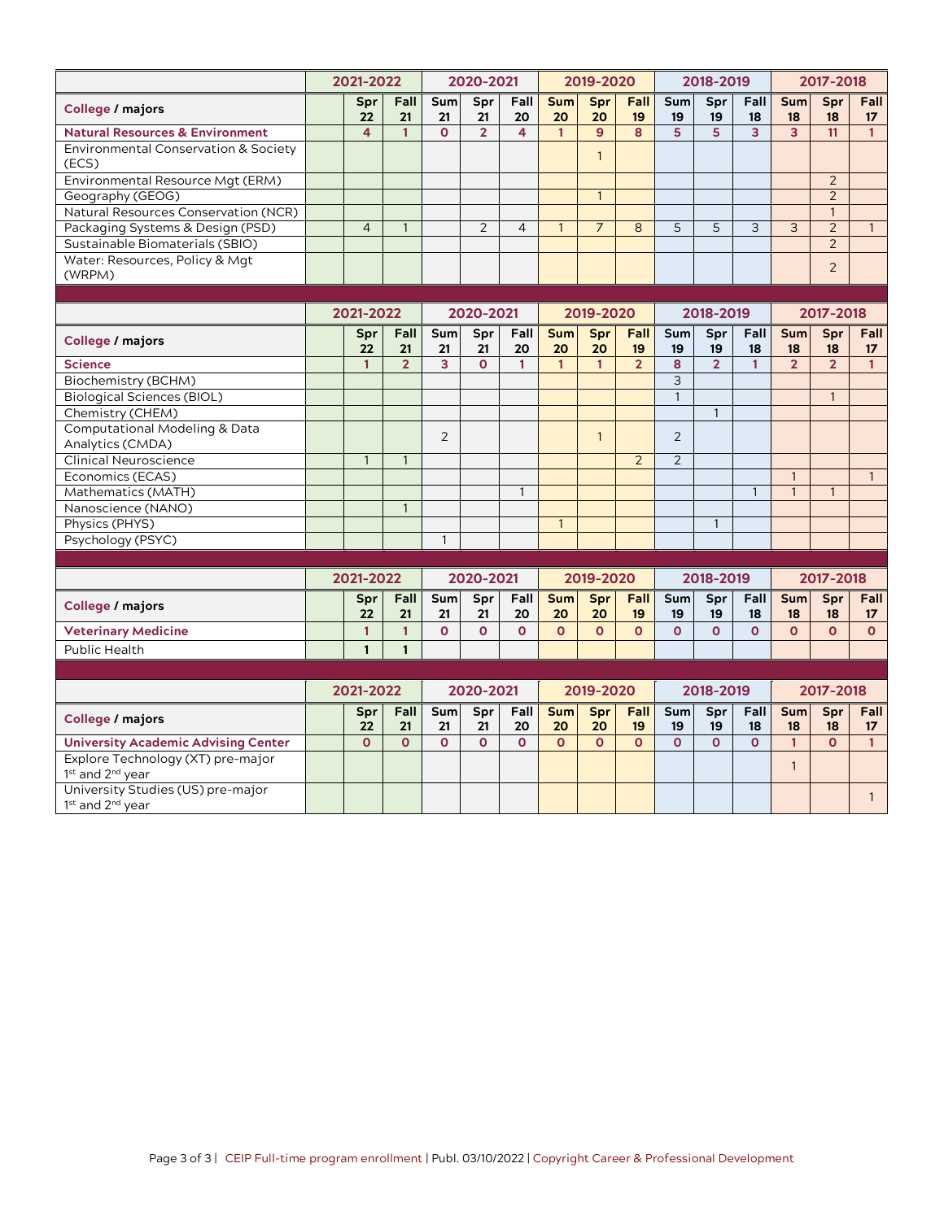| | 2021-2022 | | | 2020-2021 | | | 2019-2020 | | | 2018-2019 | | | 2017-2018 | | |
|---|---|---|---|---|---|---|---|---|---|---|---|---|---|---|---|
| **College / majors** | | **Spr 22** | **Fall 21** | **Sum 21** | **Spr 21** | **Fall 20** | **Sum 20** | **Spr 20** | **Fall 19** | **Sum 19** | **Spr 19** | **Fall 18** | **Sum 18** | **Spr 18** | **Fall 17** |
| **Natural Resources & Environment** | | **4** | **1** | **0** | **2** | **4** | **1** | **9** | **8** | **5** | **5** | **3** | **3** | **11** | **1** |
| Environmental Conservation & Society (ECS) | | | | | | | | 1 | | | | | | | |
| Environmental Resource Mgt (ERM) | | | | | | | | | | | | | | 2 | |
| Geography (GEOG) | | | | | | | | 1 | | | | | | 2 | |
| Natural Resources Conservation (NCR) | | | | | | | | | | | | | | 1 | |
| Packaging Systems & Design (PSD) | | 4 | 1 | | 2 | 4 | 1 | 7 | 8 | 5 | 5 | 3 | 3 | 2 | 1 |
| Sustainable Biomaterials (SBIO) | | | | | | | | | | | | | | 2 | |
| Water: Resources, Policy & Mgt (WRPM) | | | | | | | | | | | | | | 2 | |

| | 2021-2022 | | | 2020-2021 | | | 2019-2020 | | | 2018-2019 | | | 2017-2018 | | |
|---|---|---|---|---|---|---|---|---|---|---|---|---|---|---|---|
| **College / majors** | | **Spr 22** | **Fall 21** | **Sum 21** | **Spr 21** | **Fall 20** | **Sum 20** | **Spr 20** | **Fall 19** | **Sum 19** | **Spr 19** | **Fall 18** | **Sum 18** | **Spr 18** | **Fall 17** |
| **Science** | | **1** | **2** | **3** | **0** | **1** | **1** | **1** | **2** | **8** | **2** | **1** | **2** | **2** | **1** |
| Biochemistry (BCHM) | | | | | | | | | | 3 | | | | | |
| Biological Sciences (BIOL) | | | | | | | | | | 1 | | | | 1 | |
| Chemistry (CHEM) | | | | | | | | | | | 1 | | | | |
| Computational Modeling & Data Analytics (CMDA) | | | | 2 | | | | 1 | | 2 | | | | | |
| Clinical Neuroscience | | 1 | 1 | | | | | | 2 | 2 | | | | | |
| Economics (ECAS) | | | | | | | | | | | | | 1 | | 1 |
| Mathematics (MATH) | | | | | | 1 | | | | | | 1 | 1 | 1 | |
| Nanoscience (NANO) | | | 1 | | | | | | | | | | | | |
| Physics (PHYS) | | | | | | | 1 | | | | 1 | | | | |
| Psychology (PSYC) | | | | 1 | | | | | | | | | | | |

| | 2021-2022 | | | 2020-2021 | | | 2019-2020 | | | 2018-2019 | | | 2017-2018 | | |
|---|---|---|---|---|---|---|---|---|---|---|---|---|---|---|---|
| **College / majors** | | **Spr 22** | **Fall 21** | **Sum 21** | **Spr 21** | **Fall 20** | **Sum 20** | **Spr 20** | **Fall 19** | **Sum 19** | **Spr 19** | **Fall 18** | **Sum 18** | **Spr 18** | **Fall 17** |
| **Veterinary Medicine** | | **1** | **1** | **0** | **0** | **0** | **0** | **0** | **0** | **0** | **0** | **0** | **0** | **0** | **0** |
| Public Health | | **1** | **1** | | | | | | | | | | | | |

| | 2021-2022 | | | 2020-2021 | | | 2019-2020 | | | 2018-2019 | | | 2017-2018 | | |
|---|---|---|---|---|---|---|---|---|---|---|---|---|---|---|---|
| **College / majors** | | **Spr 22** | **Fall 21** | **Sum 21** | **Spr 21** | **Fall 20** | **Sum 20** | **Spr 20** | **Fall 19** | **Sum 19** | **Spr 19** | **Fall 18** | **Sum 18** | **Spr 18** | **Fall 17** |
| **University Academic Advising Center** | | **0** | **0** | **0** | **0** | **0** | **0** | **0** | **0** | **0** | **0** | **0** | **1** | **0** | **1** |
| Explore Technology (XT) pre-major 1st and 2nd year | | | | | | | | | | | | | 1 | | |
| University Studies (US) pre-major 1st and 2nd year | | | | | | | | | | | | | | | 1 |